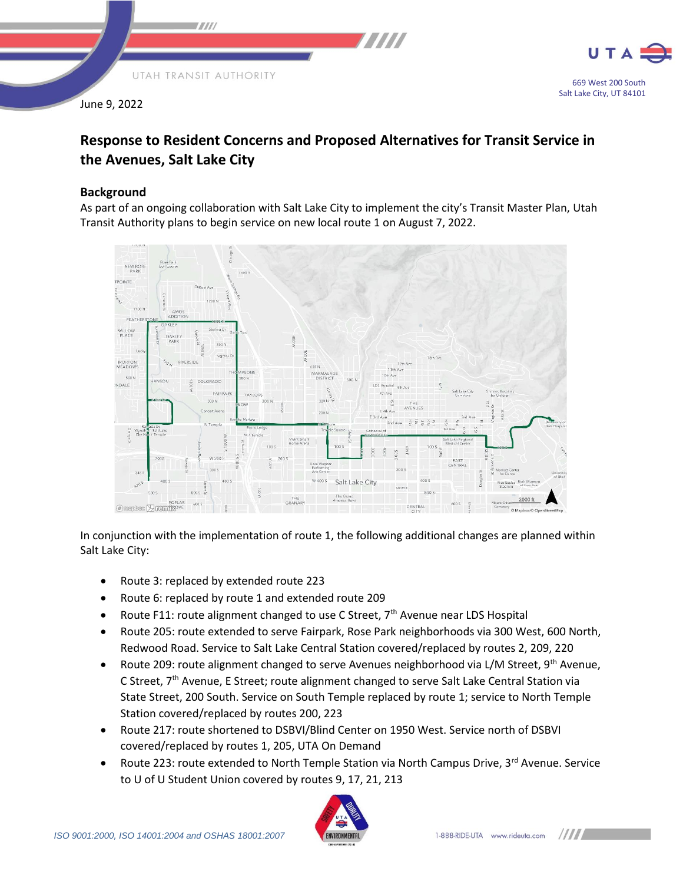June 9, 2022

# Response to Resident Concerns and Proposed Alternatives for Transit Service in the Avenues, Salt Lake City

## Background

As part of an ongoing collaboration with Salt Lake City to implement the city's Transit Master Plan, Utah Transit Authority plans to begin service on new local route 1 on August 7, 2022.

In conjunction with the implementation of route 1, the following additional changes are planned within Salt Lake City:

- Route 3: replaced by extended route 223
- Route 6: replaced by route 1 and extended route 209
- Route F11: route alignment changed to use C Street, 7th Avenue near LDS Hospital
- Route 205: route extended to serve Fairpark, Rose Park neighborhoods via 300 West, 600 North, Redwood Road. Service to Salt Lake Central Station covered/replaced by routes 2, 209, 220
- Route 209: route alignment changed to serve Avenues neighborhood via L/M Street, 9th Avenue, C Street, 7th Avenue, E Street; route alignment changed to serve Salt Lake Central Station via State Street, 200 South. Service on South Temple replaced by route 1; service to North Temple Station covered/replaced by routes 200, 223
- Route 217: route shortened to DSBVI/Blind Center on 1950 West. Service north of DSBVI covered/replaced by routes 1, 205, UTA On Demand
- Route 223: route extended to North Temple Station via North Campus Drive, 3rd Avenue. Service to U of U Student Union covered by routes 9, 17, 21, 213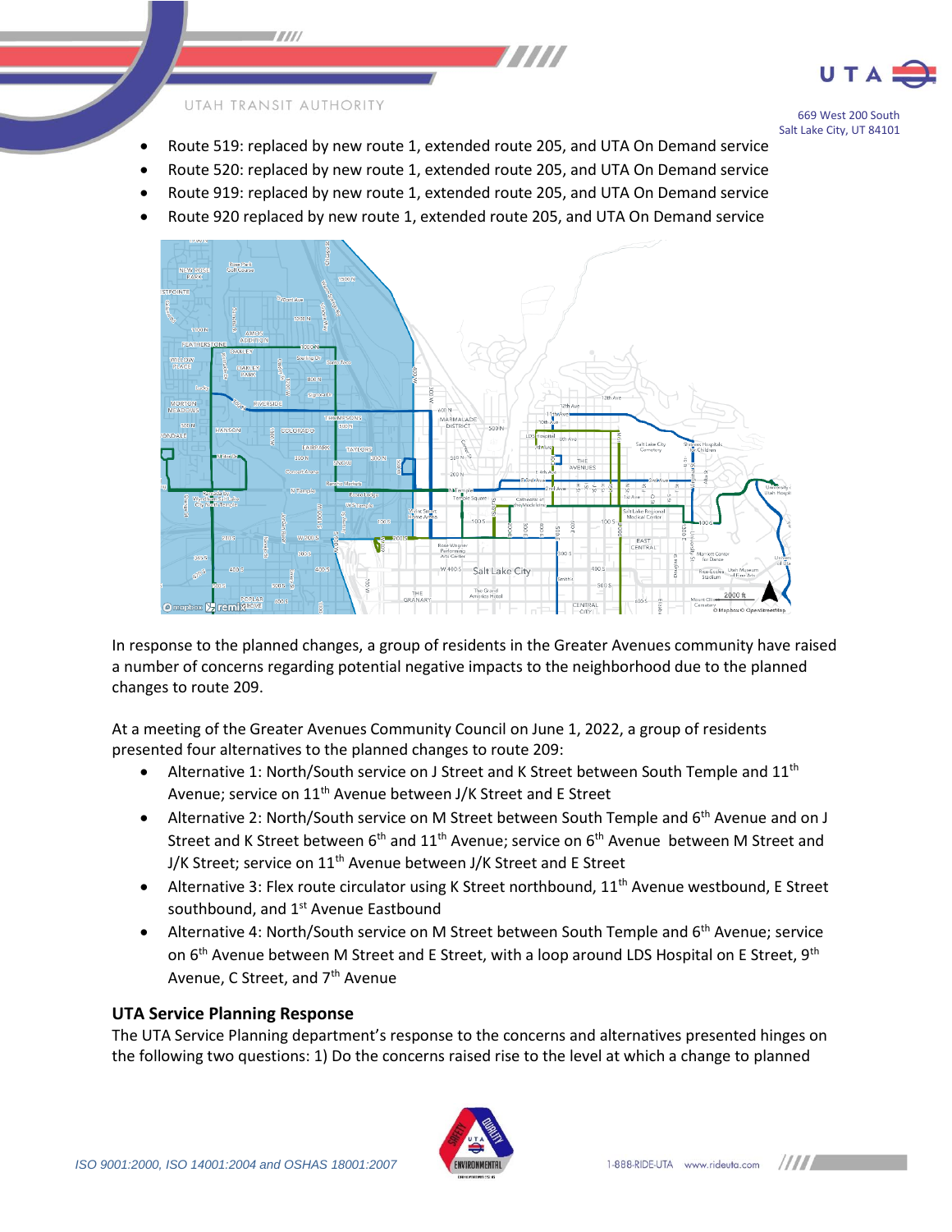- Route 519: replaced by new route 1, extended route 205, and UTA On Demand service
- Route 520: replaced by new route 1, extended route 205, and UTA On Demand service
- Route 919: replaced by new route 1, extended route 205, and UTA On Demand service
- Route 920 replaced by new route 1, extended route 205, and UTA On Demand service

In response to the planned changes, a group of residents in the Greater Avenues community have raised a number of concerns regarding potential negative impacts to the neighborhood due to the planned changes to route 209.

At a meeting of the Greater Avenues Community Council on June 1, 2022, a group of residents presented four alternatives to the planned changes to route 209:

- Alternative 1: North/South service on J Street and K Street between South Temple and 11th Avenue; service on 11th Avenue between J/K Street and E Street
- Alternative 2: North/South service on M Street between South Temple and 6th Avenue and on J Street and K Street between 6th and 11th Avenue; service on 6th Avenue between M Street and J/K Street; service on 11th Avenue between J/K Street and E Street
- Alternative 3: Flex route circulator using K Street northbound, 11th Avenue westbound, E Street southbound, and 1st Avenue Eastbound
- Alternative 4: North/South service on M Street between South Temple and 6th Avenue; service on 6th Avenue between M Street and E Street, with a loop around LDS Hospital on E Street, 9th Avenue, C Street, and 7th Avenue

### UTA Service Planning Response

The UTA Service Planning department's response to the concerns and alternatives presented hinges on the following two questions: 1) Do the concerns raised rise to the level at which a change to planned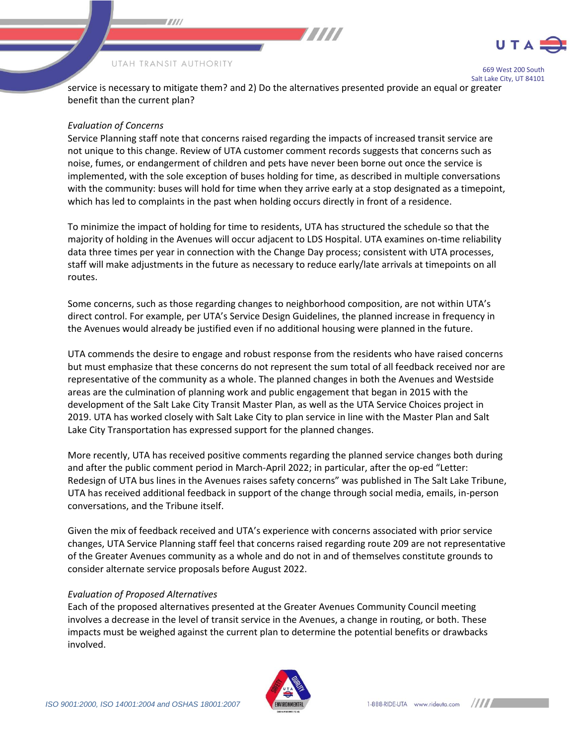service is necessary to mitigate them? and 2) Do the alternatives presented provide an equal or greater benefit than the current plan?

*Evaluation of Concerns*

Service Planning staff note that concerns raised regarding the impacts of increased transit service are not unique to this change. Review of UTA customer comment records suggests that concerns such as noise, fumes, or endangerment of children and pets have never been borne out once the service is implemented, with the sole exception of buses holding for time, as described in multiple conversations with the community: buses will hold for time when they arrive early at a stop designated as a timepoint, which has led to complaints in the past when holding occurs directly in front of a residence.

To minimize the impact of holding for time to residents, UTA has structured the schedule so that the majority of holding in the Avenues will occur adjacent to LDS Hospital. UTA examines on-time reliability data three times per year in connection with the Change Day process; consistent with UTA processes, staff will make adjustments in the future as necessary to reduce early/late arrivals at timepoints on all routes.

Some concerns, such as those regarding changes to neighborhood composition, are not within UTA's direct control. For example, per UTA's Service Design Guidelines, the planned increase in frequency in the Avenues would already be justified even if no additional housing were planned in the future.

UTA commends the desire to engage and robust response from the residents who have raised concerns but must emphasize that these concerns do not represent the sum total of all feedback received nor are representative of the community as a whole. The planned changes in both the Avenues and Westside areas are the culmination of planning work and public engagement that began in 2015 with the development of the Salt Lake City Transit Master Plan, as well as the UTA Service Choices project in 2019. UTA has worked closely with Salt Lake City to plan service in line with the Master Plan and Salt Lake City Transportation has expressed support for the planned changes.

More recently, UTA has received positive comments regarding the planned service changes both during and after the public comment period in March-April 2022; in particular, after the op-ed "Letter: Redesign of UTA bus lines in the Avenues raises safety concerns" was published in The Salt Lake Tribune, UTA has received additional feedback in support of the change through social media, emails, in-person conversations, and the Tribune itself.

Given the mix of feedback received and UTA's experience with concerns associated with prior service changes, UTA Service Planning staff feel that concerns raised regarding route 209 are not representative of the Greater Avenues community as a whole and do not in and of themselves constitute grounds to consider alternate service proposals before August 2022.

*Evaluation of Proposed Alternatives*

Each of the proposed alternatives presented at the Greater Avenues Community Council meeting involves a decrease in the level of transit service in the Avenues, a change in routing, or both. These impacts must be weighed against the current plan to determine the potential benefits or drawbacks involved.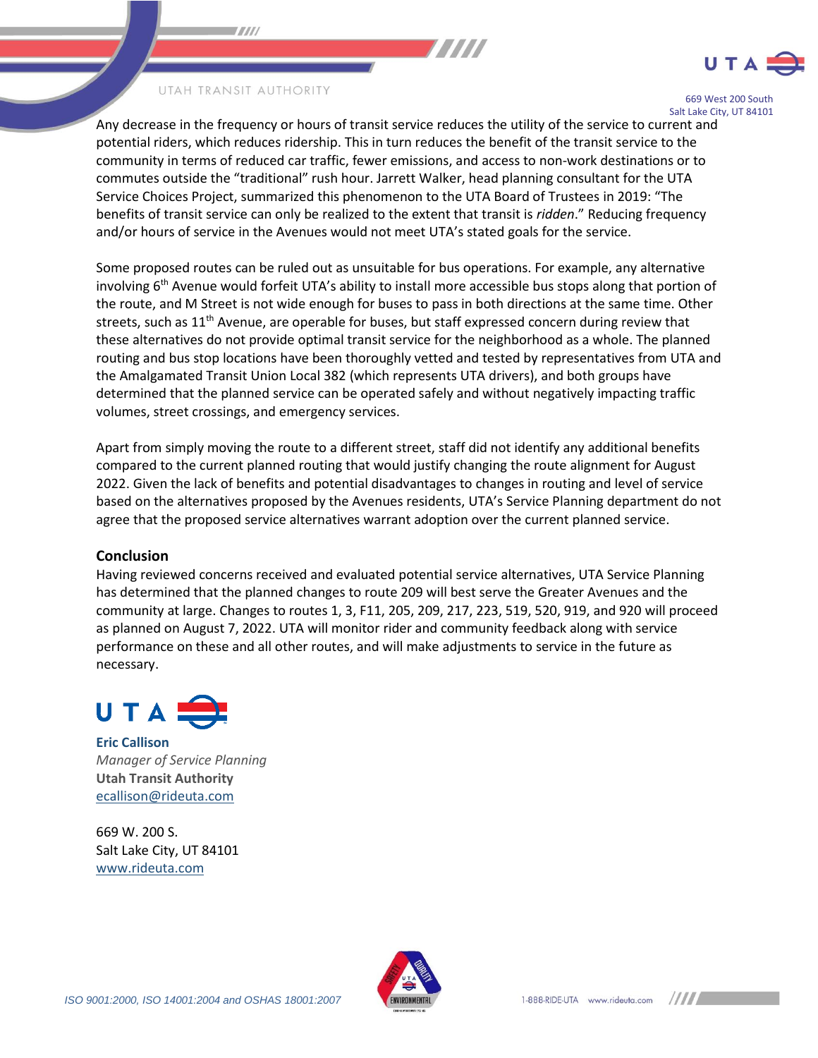Any decrease in the frequency or hours of transit service reduces the utility of the service to current and potential riders, which reduces ridership. This in turn reduces the benefit of the transit service to the community in terms of reduced car traffic, fewer emissions, and access to non-work destinations or to commutes outside the "traditional" rush hour. Jarrett Walker, head planning consultant for the UTA Service Choices Project, summarized this phenomenon to the UTA Board of Trustees in 2019: "The benefits of transit service can only be realized to the extent that transit is *ridden*." Reducing frequency and/or hours of service in the Avenues would not meet UTA's stated goals for the service.

Some proposed routes can be ruled out as unsuitable for bus operations. For example, any alternative involving 6th Avenue would forfeit UTA's ability to install more accessible bus stops along that portion of the route, and M Street is not wide enough for buses to pass in both directions at the same time. Other streets, such as 11th Avenue, are operable for buses, but staff expressed concern during review that these alternatives do not provide optimal transit service for the neighborhood as a whole. The planned routing and bus stop locations have been thoroughly vetted and tested by representatives from UTA and the Amalgamated Transit Union Local 382 (which represents UTA drivers), and both groups have determined that the planned service can be operated safely and without negatively impacting traffic volumes, street crossings, and emergency services.

Apart from simply moving the route to a different street, staff did not identify any additional benefits compared to the current planned routing that would justify changing the route alignment for August 2022. Given the lack of benefits and potential disadvantages to changes in routing and level of service based on the alternatives proposed by the Avenues residents, UTA's Service Planning department do not agree that the proposed service alternatives warrant adoption over the current planned service.

## Conclusion

Having reviewed concerns received and evaluated potential service alternatives, UTA Service Planning has determined that the planned changes to route 209 will best serve the Greater Avenues and the community at large. Changes to routes 1, 3, F11, 205, 209, 217, 223, 519, 520, 919, and 920 will proceed as planned on August 7, 2022. UTA will monitor rider and community feedback along with service performance on these and all other routes, and will make adjustments to service in the future as necessary.

**Eric Callison**
*Manager of Service Planning*
**Utah Transit Authority**
ecallison@rideuta.com

669 W. 200 S.
Salt Lake City, UT 84101
www.rideuta.com